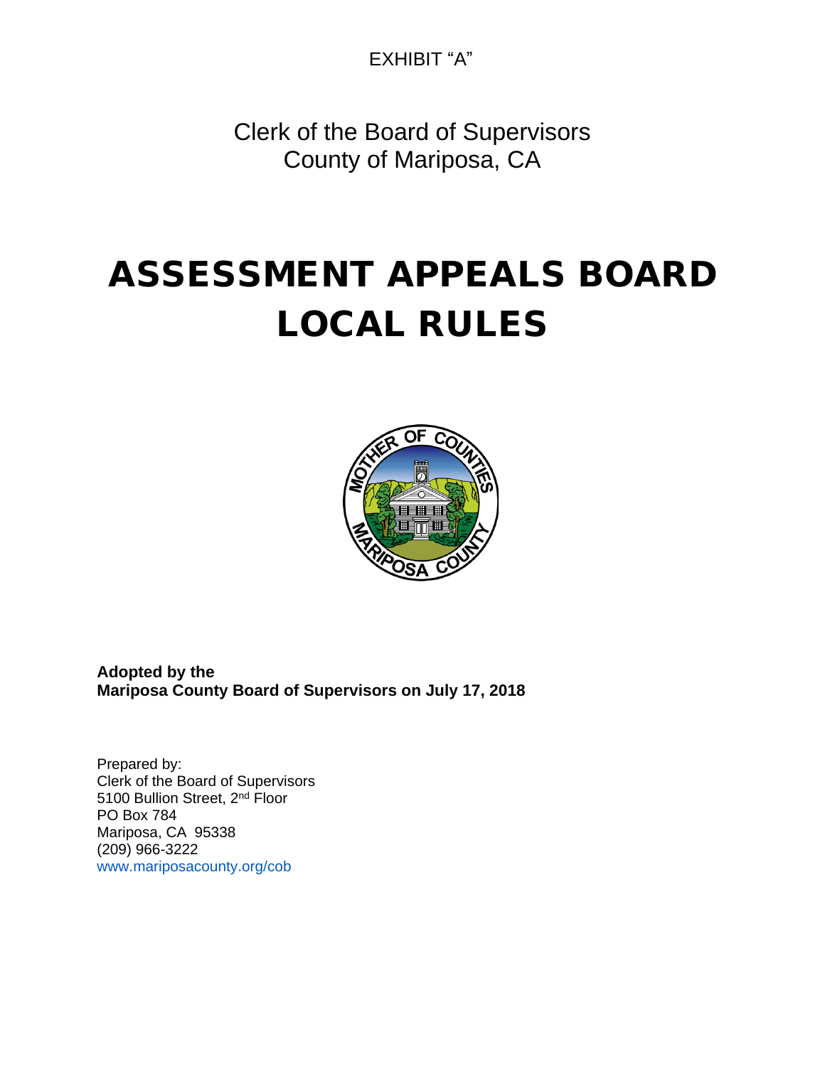EXHIBIT "A"

Clerk of the Board of Supervisors
County of Mariposa, CA

# ASSESSMENT APPEALS BOARD LOCAL RULES

**Adopted by the**
**Mariposa County Board of Supervisors on July 17, 2018**

Prepared by:
Clerk of the Board of Supervisors
5100 Bullion Street, 2nd Floor
PO Box 784
Mariposa, CA 95338
(209) 966-3222
www.mariposacounty.org/cob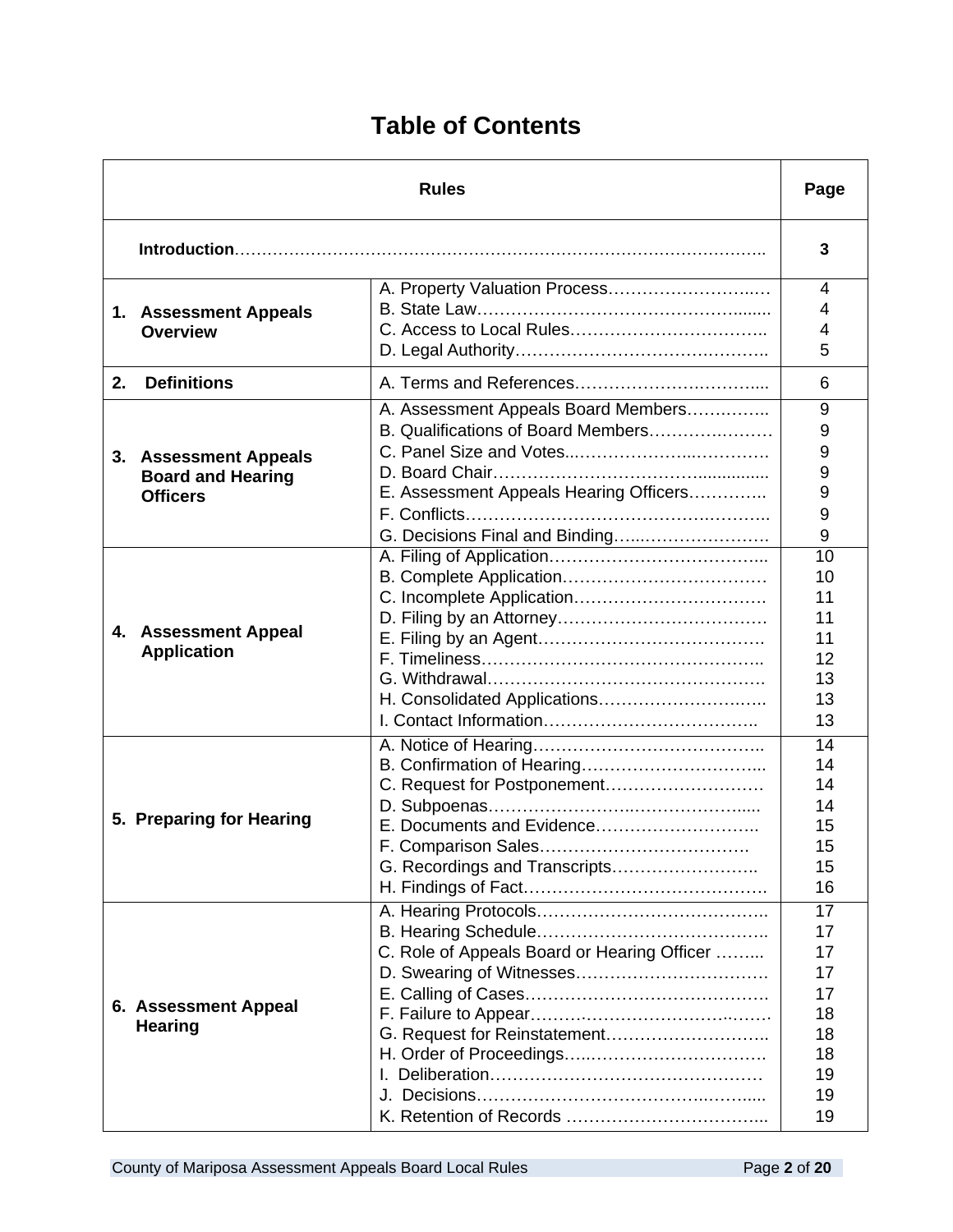# Table of Contents

| Rules | | Page |
|---|---|---|
| **Introduction** | | **3** |
| **1. Assessment Appeals Overview** | A. Property Valuation Process | 4 |
| | B. State Law | 4 |
| | C. Access to Local Rules | 4 |
| | D. Legal Authority | 5 |
| **2. Definitions** | A. Terms and References | 6 |
| **3. Assessment Appeals Board and Hearing Officers** | A. Assessment Appeals Board Members | 9 |
| | B. Qualifications of Board Members | 9 |
| | C. Panel Size and Votes | 9 |
| | D. Board Chair | 9 |
| | E. Assessment Appeals Hearing Officers | 9 |
| | F. Conflicts | 9 |
| | G. Decisions Final and Binding | 9 |
| **4. Assessment Appeal Application** | A. Filing of Application | 10 |
| | B. Complete Application | 10 |
| | C. Incomplete Application | 11 |
| | D. Filing by an Attorney | 11 |
| | E. Filing by an Agent | 11 |
| | F. Timeliness | 12 |
| | G. Withdrawal | 13 |
| | H. Consolidated Applications | 13 |
| | I. Contact Information | 13 |
| **5. Preparing for Hearing** | A. Notice of Hearing | 14 |
| | B. Confirmation of Hearing | 14 |
| | C. Request for Postponement | 14 |
| | D. Subpoenas | 14 |
| | E. Documents and Evidence | 15 |
| | F. Comparison Sales | 15 |
| | G. Recordings and Transcripts | 15 |
| | H. Findings of Fact | 16 |
| **6. Assessment Appeal Hearing** | A. Hearing Protocols | 17 |
| | B. Hearing Schedule | 17 |
| | C. Role of Appeals Board or Hearing Officer | 17 |
| | D. Swearing of Witnesses | 17 |
| | E. Calling of Cases | 17 |
| | F. Failure to Appear | 18 |
| | G. Request for Reinstatement | 18 |
| | H. Order of Proceedings | 18 |
| | I. Deliberation | 19 |
| | J. Decisions | 19 |
| | K. Retention of Records | 19 |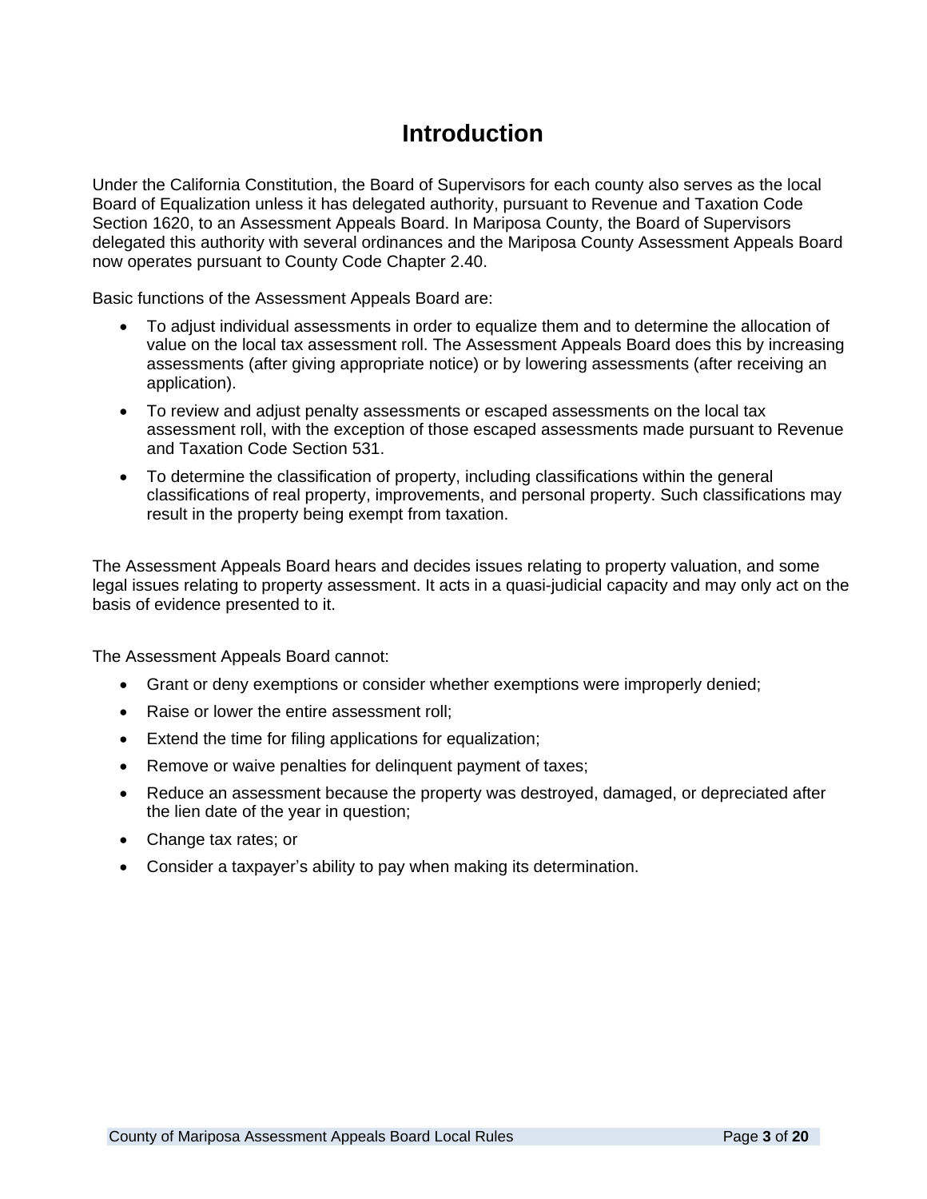# Introduction

Under the California Constitution, the Board of Supervisors for each county also serves as the local Board of Equalization unless it has delegated authority, pursuant to Revenue and Taxation Code Section 1620, to an Assessment Appeals Board. In Mariposa County, the Board of Supervisors delegated this authority with several ordinances and the Mariposa County Assessment Appeals Board now operates pursuant to County Code Chapter 2.40.

Basic functions of the Assessment Appeals Board are:

- To adjust individual assessments in order to equalize them and to determine the allocation of value on the local tax assessment roll. The Assessment Appeals Board does this by increasing assessments (after giving appropriate notice) or by lowering assessments (after receiving an application).
- To review and adjust penalty assessments or escaped assessments on the local tax assessment roll, with the exception of those escaped assessments made pursuant to Revenue and Taxation Code Section 531.
- To determine the classification of property, including classifications within the general classifications of real property, improvements, and personal property. Such classifications may result in the property being exempt from taxation.

The Assessment Appeals Board hears and decides issues relating to property valuation, and some legal issues relating to property assessment. It acts in a quasi-judicial capacity and may only act on the basis of evidence presented to it.

The Assessment Appeals Board cannot:

- Grant or deny exemptions or consider whether exemptions were improperly denied;
- Raise or lower the entire assessment roll;
- Extend the time for filing applications for equalization;
- Remove or waive penalties for delinquent payment of taxes;
- Reduce an assessment because the property was destroyed, damaged, or depreciated after the lien date of the year in question;
- Change tax rates; or
- Consider a taxpayer's ability to pay when making its determination.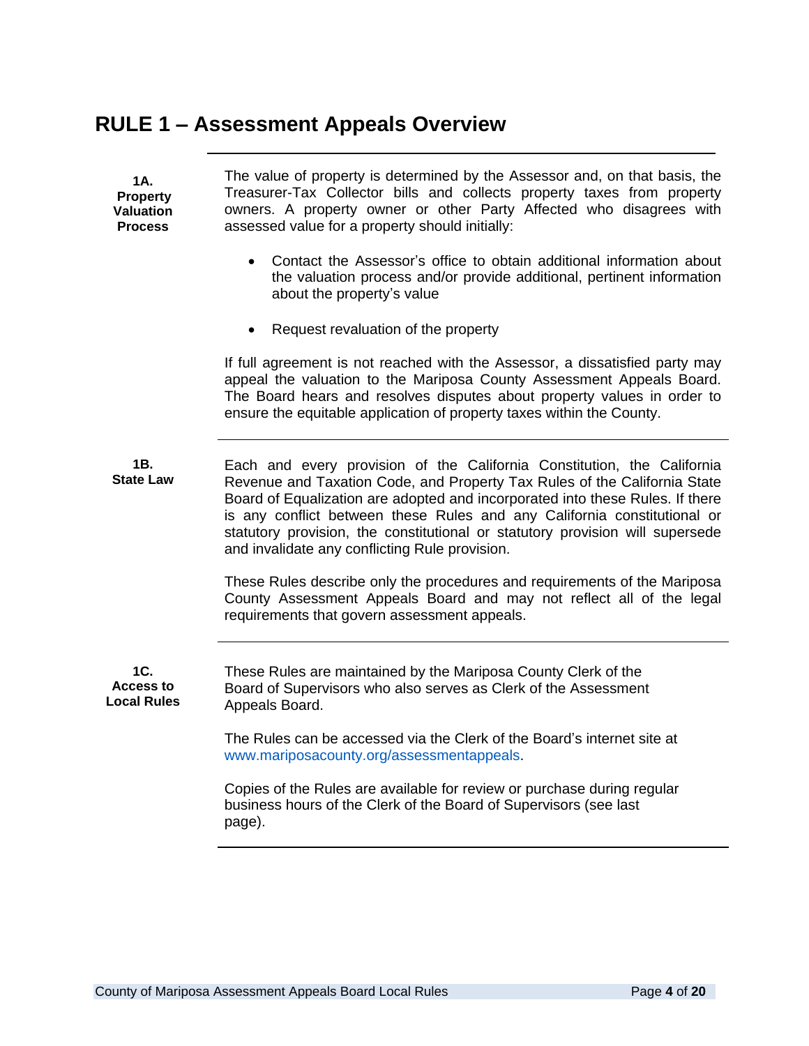# RULE 1 – Assessment Appeals Overview

**1A. Property Valuation Process**

The value of property is determined by the Assessor and, on that basis, the Treasurer-Tax Collector bills and collects property taxes from property owners. A property owner or other Party Affected who disagrees with assessed value for a property should initially:

- Contact the Assessor's office to obtain additional information about the valuation process and/or provide additional, pertinent information about the property's value
- Request revaluation of the property

If full agreement is not reached with the Assessor, a dissatisfied party may appeal the valuation to the Mariposa County Assessment Appeals Board. The Board hears and resolves disputes about property values in order to ensure the equitable application of property taxes within the County.

**1B. State Law**

Each and every provision of the California Constitution, the California Revenue and Taxation Code, and Property Tax Rules of the California State Board of Equalization are adopted and incorporated into these Rules. If there is any conflict between these Rules and any California constitutional or statutory provision, the constitutional or statutory provision will supersede and invalidate any conflicting Rule provision.

These Rules describe only the procedures and requirements of the Mariposa County Assessment Appeals Board and may not reflect all of the legal requirements that govern assessment appeals.

**1C. Access to Local Rules**

These Rules are maintained by the Mariposa County Clerk of the Board of Supervisors who also serves as Clerk of the Assessment Appeals Board.

The Rules can be accessed via the Clerk of the Board's internet site at www.mariposacounty.org/assessmentappeals.

Copies of the Rules are available for review or purchase during regular business hours of the Clerk of the Board of Supervisors (see last page).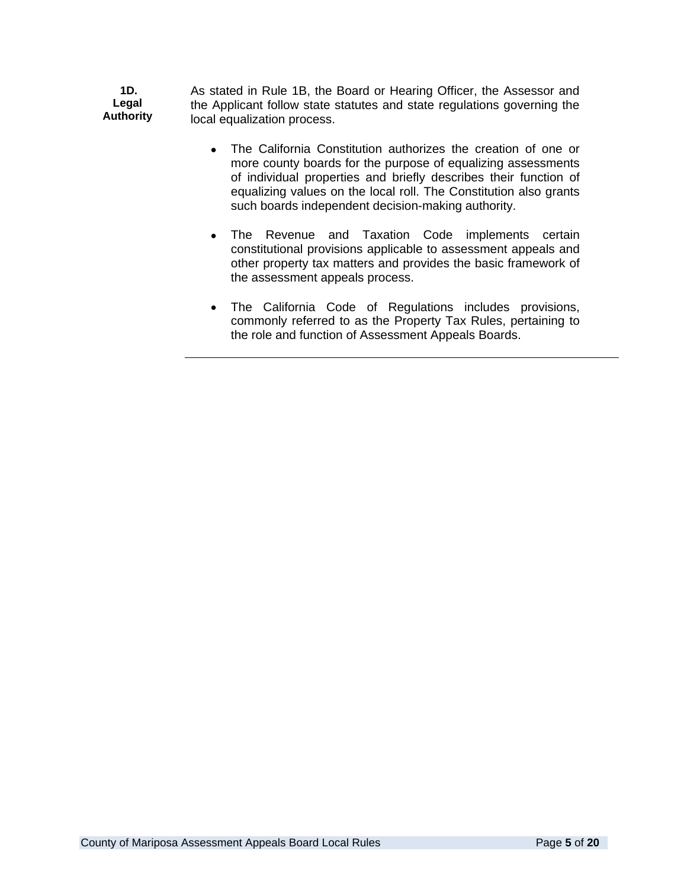**1D. Legal Authority**

As stated in Rule 1B, the Board or Hearing Officer, the Assessor and the Applicant follow state statutes and state regulations governing the local equalization process.

- The California Constitution authorizes the creation of one or more county boards for the purpose of equalizing assessments of individual properties and briefly describes their function of equalizing values on the local roll. The Constitution also grants such boards independent decision-making authority.

- The Revenue and Taxation Code implements certain constitutional provisions applicable to assessment appeals and other property tax matters and provides the basic framework of the assessment appeals process.

- The California Code of Regulations includes provisions, commonly referred to as the Property Tax Rules, pertaining to the role and function of Assessment Appeals Boards.

---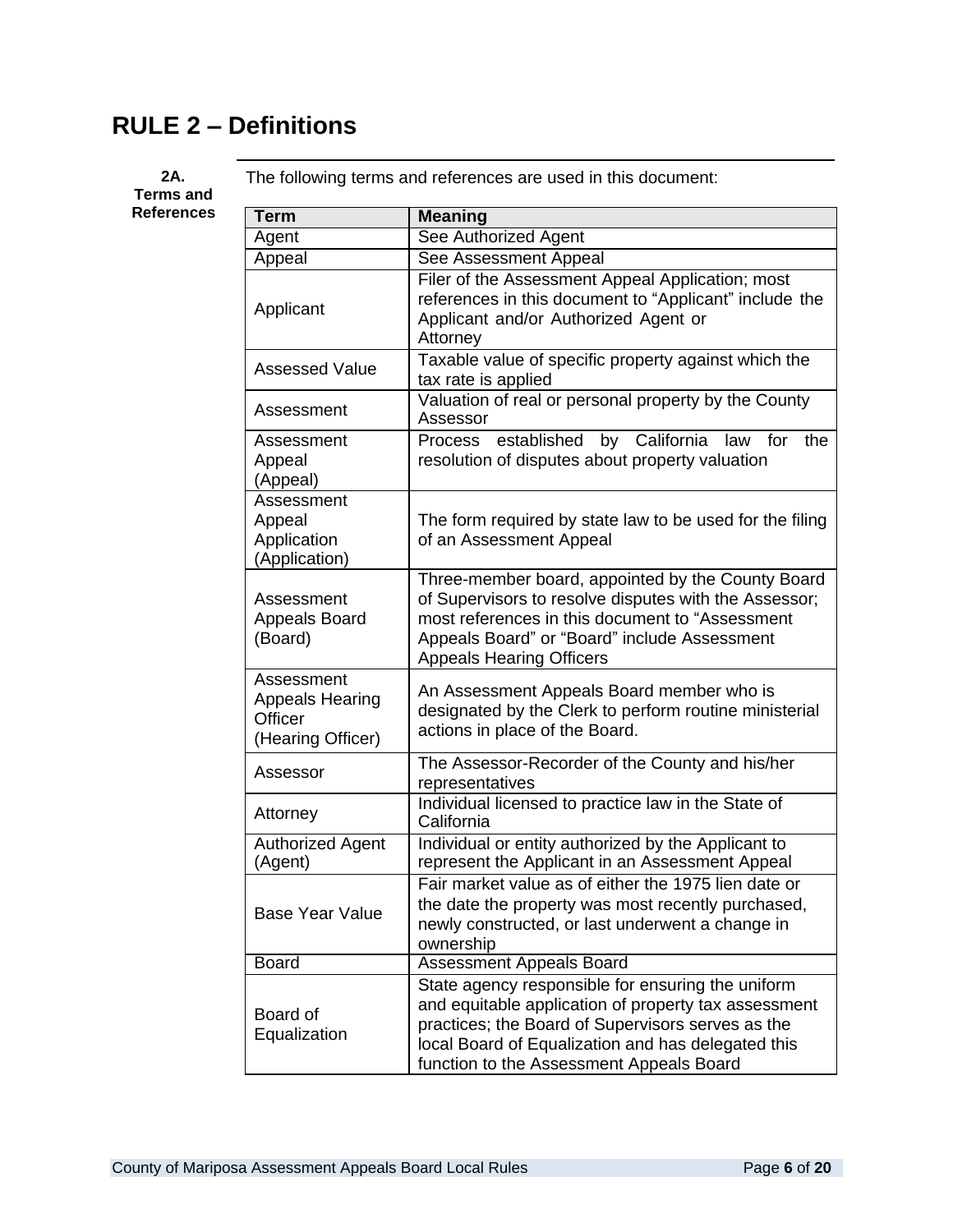# RULE 2 – Definitions

**2A. Terms and References**

The following terms and references are used in this document:

| Term | Meaning |
|---|---|
| Agent | See Authorized Agent |
| Appeal | See Assessment Appeal |
| Applicant | Filer of the Assessment Appeal Application; most references in this document to "Applicant" include the Applicant and/or Authorized Agent or Attorney |
| Assessed Value | Taxable value of specific property against which the tax rate is applied |
| Assessment | Valuation of real or personal property by the County Assessor |
| Assessment Appeal (Appeal) | Process established by California law for the resolution of disputes about property valuation |
| Assessment Appeal Application (Application) | The form required by state law to be used for the filing of an Assessment Appeal |
| Assessment Appeals Board (Board) | Three-member board, appointed by the County Board of Supervisors to resolve disputes with the Assessor; most references in this document to "Assessment Appeals Board" or "Board" include Assessment Appeals Hearing Officers |
| Assessment Appeals Hearing Officer (Hearing Officer) | An Assessment Appeals Board member who is designated by the Clerk to perform routine ministerial actions in place of the Board. |
| Assessor | The Assessor-Recorder of the County and his/her representatives |
| Attorney | Individual licensed to practice law in the State of California |
| Authorized Agent (Agent) | Individual or entity authorized by the Applicant to represent the Applicant in an Assessment Appeal |
| Base Year Value | Fair market value as of either the 1975 lien date or the date the property was most recently purchased, newly constructed, or last underwent a change in ownership |
| Board | Assessment Appeals Board |
| Board of Equalization | State agency responsible for ensuring the uniform and equitable application of property tax assessment practices; the Board of Supervisors serves as the local Board of Equalization and has delegated this function to the Assessment Appeals Board |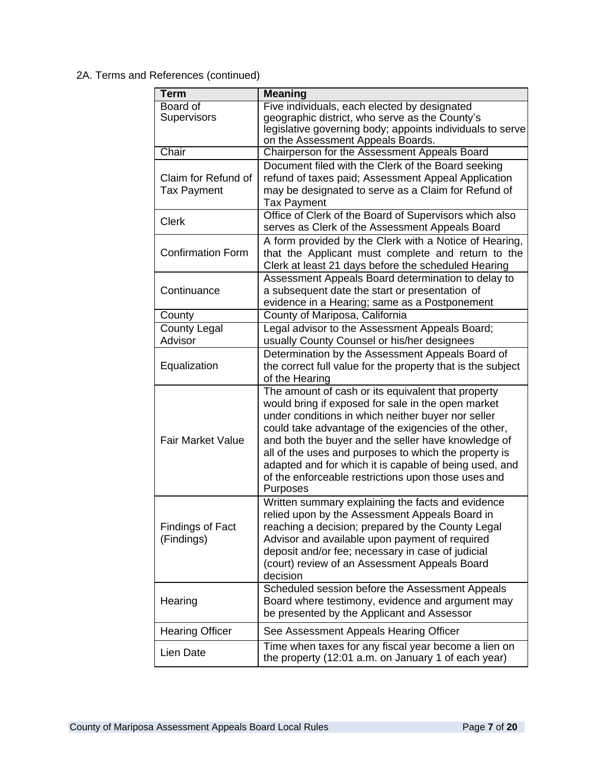2A. Terms and References (continued)

| Term | Meaning |
|---|---|
| Board of Supervisors | Five individuals, each elected by designated geographic district, who serve as the County's legislative governing body; appoints individuals to serve on the Assessment Appeals Boards. |
| Chair | Chairperson for the Assessment Appeals Board |
| Claim for Refund of Tax Payment | Document filed with the Clerk of the Board seeking refund of taxes paid; Assessment Appeal Application may be designated to serve as a Claim for Refund of Tax Payment |
| Clerk | Office of Clerk of the Board of Supervisors which also serves as Clerk of the Assessment Appeals Board |
| Confirmation Form | A form provided by the Clerk with a Notice of Hearing, that the Applicant must complete and return to the Clerk at least 21 days before the scheduled Hearing |
| Continuance | Assessment Appeals Board determination to delay to a subsequent date the start or presentation of evidence in a Hearing; same as a Postponement |
| County | County of Mariposa, California |
| County Legal Advisor | Legal advisor to the Assessment Appeals Board; usually County Counsel or his/her designees |
| Equalization | Determination by the Assessment Appeals Board of the correct full value for the property that is the subject of the Hearing |
| Fair Market Value | The amount of cash or its equivalent that property would bring if exposed for sale in the open market under conditions in which neither buyer nor seller could take advantage of the exigencies of the other, and both the buyer and the seller have knowledge of all of the uses and purposes to which the property is adapted and for which it is capable of being used, and of the enforceable restrictions upon those uses and Purposes |
| Findings of Fact (Findings) | Written summary explaining the facts and evidence relied upon by the Assessment Appeals Board in reaching a decision; prepared by the County Legal Advisor and available upon payment of required deposit and/or fee; necessary in case of judicial (court) review of an Assessment Appeals Board decision |
| Hearing | Scheduled session before the Assessment Appeals Board where testimony, evidence and argument may be presented by the Applicant and Assessor |
| Hearing Officer | See Assessment Appeals Hearing Officer |
| Lien Date | Time when taxes for any fiscal year become a lien on the property (12:01 a.m. on January 1 of each year) |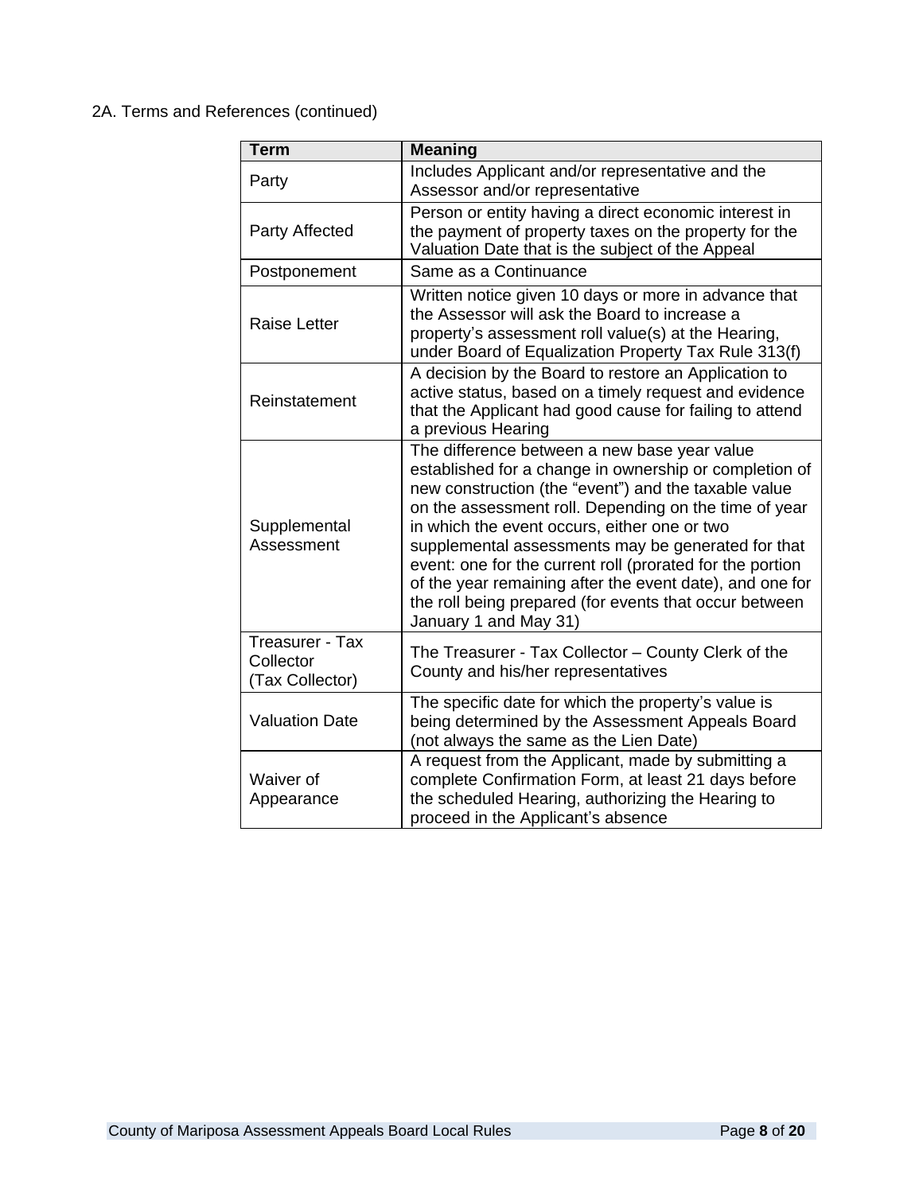2A. Terms and References (continued)

| Term | Meaning |
| --- | --- |
| Party | Includes Applicant and/or representative and the Assessor and/or representative |
| Party Affected | Person or entity having a direct economic interest in the payment of property taxes on the property for the Valuation Date that is the subject of the Appeal |
| Postponement | Same as a Continuance |
| Raise Letter | Written notice given 10 days or more in advance that the Assessor will ask the Board to increase a property's assessment roll value(s) at the Hearing, under Board of Equalization Property Tax Rule 313(f) |
| Reinstatement | A decision by the Board to restore an Application to active status, based on a timely request and evidence that the Applicant had good cause for failing to attend a previous Hearing |
| Supplemental Assessment | The difference between a new base year value established for a change in ownership or completion of new construction (the "event") and the taxable value on the assessment roll. Depending on the time of year in which the event occurs, either one or two supplemental assessments may be generated for that event: one for the current roll (prorated for the portion of the year remaining after the event date), and one for the roll being prepared (for events that occur between January 1 and May 31) |
| Treasurer - Tax Collector (Tax Collector) | The Treasurer - Tax Collector – County Clerk of the County and his/her representatives |
| Valuation Date | The specific date for which the property's value is being determined by the Assessment Appeals Board (not always the same as the Lien Date) |
| Waiver of Appearance | A request from the Applicant, made by submitting a complete Confirmation Form, at least 21 days before the scheduled Hearing, authorizing the Hearing to proceed in the Applicant's absence |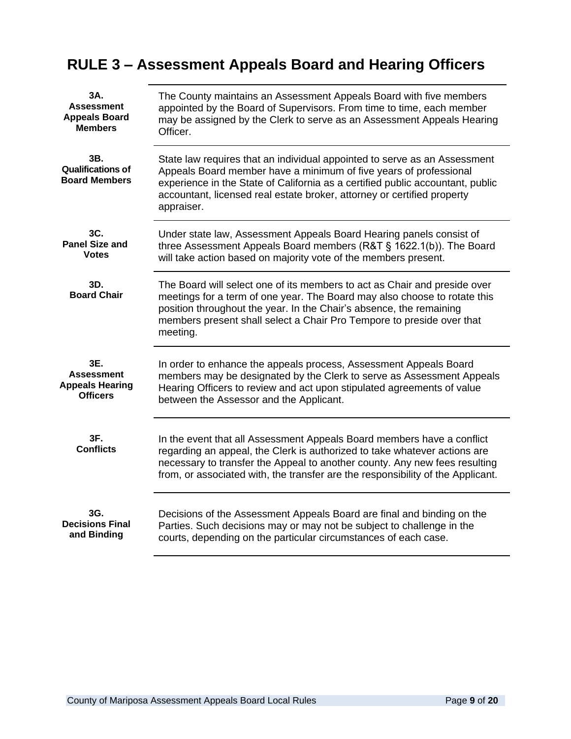# RULE 3 – Assessment Appeals Board and Hearing Officers

**3A. Assessment Appeals Board Members**

The County maintains an Assessment Appeals Board with five members appointed by the Board of Supervisors. From time to time, each member may be assigned by the Clerk to serve as an Assessment Appeals Hearing Officer.

**3B. Qualifications of Board Members**

State law requires that an individual appointed to serve as an Assessment Appeals Board member have a minimum of five years of professional experience in the State of California as a certified public accountant, public accountant, licensed real estate broker, attorney or certified property appraiser.

**3C. Panel Size and Votes**

Under state law, Assessment Appeals Board Hearing panels consist of three Assessment Appeals Board members (R&T § 1622.1(b)). The Board will take action based on majority vote of the members present.

**3D. Board Chair**

The Board will select one of its members to act as Chair and preside over meetings for a term of one year. The Board may also choose to rotate this position throughout the year. In the Chair's absence, the remaining members present shall select a Chair Pro Tempore to preside over that meeting.

**3E. Assessment Appeals Hearing Officers**

In order to enhance the appeals process, Assessment Appeals Board members may be designated by the Clerk to serve as Assessment Appeals Hearing Officers to review and act upon stipulated agreements of value between the Assessor and the Applicant.

**3F. Conflicts**

In the event that all Assessment Appeals Board members have a conflict regarding an appeal, the Clerk is authorized to take whatever actions are necessary to transfer the Appeal to another county. Any new fees resulting from, or associated with, the transfer are the responsibility of the Applicant.

**3G. Decisions Final and Binding**

Decisions of the Assessment Appeals Board are final and binding on the Parties. Such decisions may or may not be subject to challenge in the courts, depending on the particular circumstances of each case.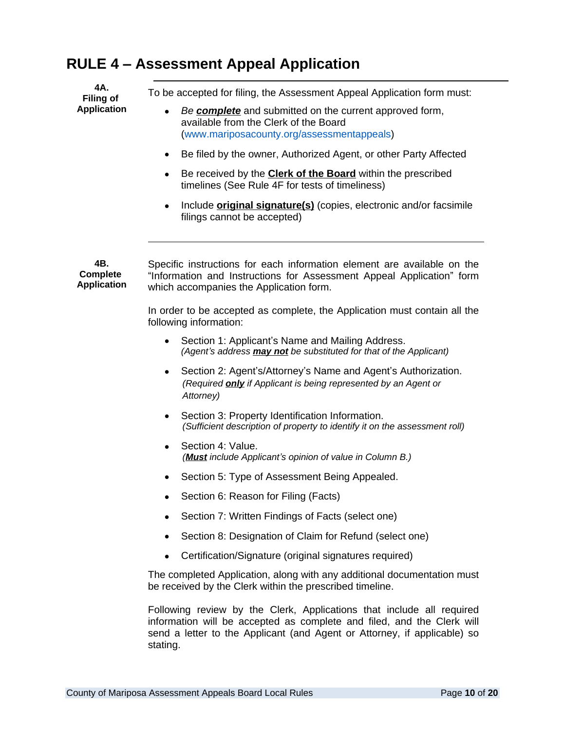# RULE 4 – Assessment Appeal Application

**4A. Filing of Application**

To be accepted for filing, the Assessment Appeal Application form must:

- *Be* ***complete*** and submitted on the current approved form, available from the Clerk of the Board (www.mariposacounty.org/assessmentappeals)
- Be filed by the owner, Authorized Agent, or other Party Affected
- Be received by the **Clerk of the Board** within the prescribed timelines (See Rule 4F for tests of timeliness)
- Include **original signature(s)** (copies, electronic and/or facsimile filings cannot be accepted)

---

**4B. Complete Application**

Specific instructions for each information element are available on the "Information and Instructions for Assessment Appeal Application" form which accompanies the Application form.

In order to be accepted as complete, the Application must contain all the following information:

- Section 1: Applicant's Name and Mailing Address.
  *(Agent's address* ***may not*** *be substituted for that of the Applicant)*
- Section 2: Agent's/Attorney's Name and Agent's Authorization.
  *(Required* ***only*** *if Applicant is being represented by an Agent or Attorney)*
- Section 3: Property Identification Information.
  *(Sufficient description of property to identify it on the assessment roll)*
- Section 4: Value.
  *(****Must*** *include Applicant's opinion of value in Column B.)*
- Section 5: Type of Assessment Being Appealed.
- Section 6: Reason for Filing (Facts)
- Section 7: Written Findings of Facts (select one)
- Section 8: Designation of Claim for Refund (select one)
- Certification/Signature (original signatures required)

The completed Application, along with any additional documentation must be received by the Clerk within the prescribed timeline.

Following review by the Clerk, Applications that include all required information will be accepted as complete and filed, and the Clerk will send a letter to the Applicant (and Agent or Attorney, if applicable) so stating.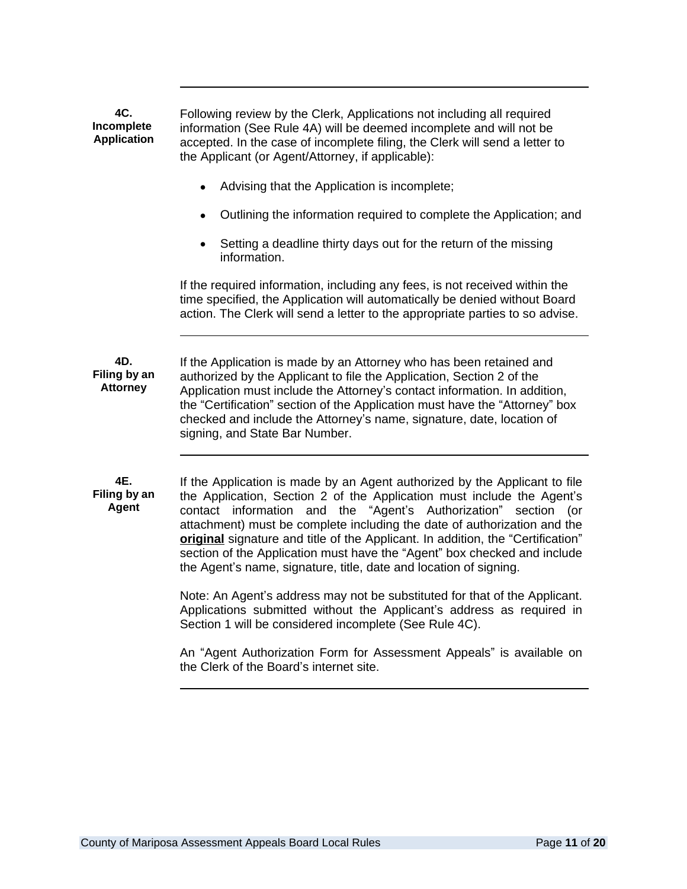### 4C. Incomplete Application

Following review by the Clerk, Applications not including all required information (See Rule 4A) will be deemed incomplete and will not be accepted. In the case of incomplete filing, the Clerk will send a letter to the Applicant (or Agent/Attorney, if applicable):

- Advising that the Application is incomplete;
- Outlining the information required to complete the Application; and
- Setting a deadline thirty days out for the return of the missing information.

If the required information, including any fees, is not received within the time specified, the Application will automatically be denied without Board action. The Clerk will send a letter to the appropriate parties to so advise.

### 4D. Filing by an Attorney

If the Application is made by an Attorney who has been retained and authorized by the Applicant to file the Application, Section 2 of the Application must include the Attorney's contact information. In addition, the "Certification" section of the Application must have the "Attorney" box checked and include the Attorney's name, signature, date, location of signing, and State Bar Number.

### 4E. Filing by an Agent

If the Application is made by an Agent authorized by the Applicant to file the Application, Section 2 of the Application must include the Agent's contact information and the "Agent's Authorization" section (or attachment) must be complete including the date of authorization and the **original** signature and title of the Applicant. In addition, the "Certification" section of the Application must have the "Agent" box checked and include the Agent's name, signature, title, date and location of signing.

Note: An Agent's address may not be substituted for that of the Applicant. Applications submitted without the Applicant's address as required in Section 1 will be considered incomplete (See Rule 4C).

An "Agent Authorization Form for Assessment Appeals" is available on the Clerk of the Board's internet site.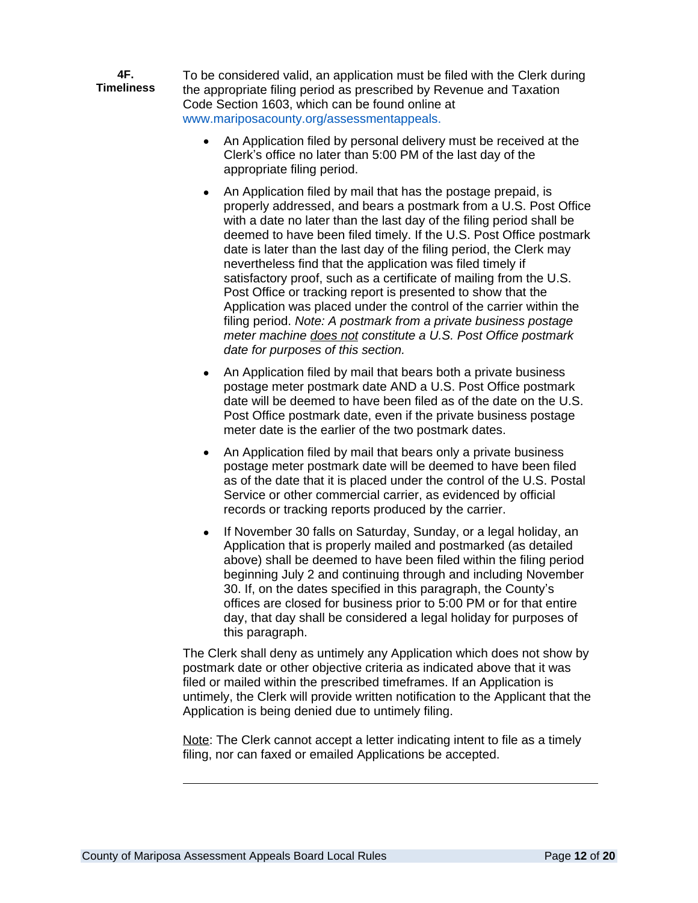**4F. Timeliness**

To be considered valid, an application must be filed with the Clerk during the appropriate filing period as prescribed by Revenue and Taxation Code Section 1603, which can be found online at www.mariposacounty.org/assessmentappeals.

- An Application filed by personal delivery must be received at the Clerk's office no later than 5:00 PM of the last day of the appropriate filing period.
- An Application filed by mail that has the postage prepaid, is properly addressed, and bears a postmark from a U.S. Post Office with a date no later than the last day of the filing period shall be deemed to have been filed timely. If the U.S. Post Office postmark date is later than the last day of the filing period, the Clerk may nevertheless find that the application was filed timely if satisfactory proof, such as a certificate of mailing from the U.S. Post Office or tracking report is presented to show that the Application was placed under the control of the carrier within the filing period. *Note: A postmark from a private business postage meter machine <u>does not</u> constitute a U.S. Post Office postmark date for purposes of this section.*
- An Application filed by mail that bears both a private business postage meter postmark date AND a U.S. Post Office postmark date will be deemed to have been filed as of the date on the U.S. Post Office postmark date, even if the private business postage meter date is the earlier of the two postmark dates.
- An Application filed by mail that bears only a private business postage meter postmark date will be deemed to have been filed as of the date that it is placed under the control of the U.S. Postal Service or other commercial carrier, as evidenced by official records or tracking reports produced by the carrier.
- If November 30 falls on Saturday, Sunday, or a legal holiday, an Application that is properly mailed and postmarked (as detailed above) shall be deemed to have been filed within the filing period beginning July 2 and continuing through and including November 30. If, on the dates specified in this paragraph, the County's offices are closed for business prior to 5:00 PM or for that entire day, that day shall be considered a legal holiday for purposes of this paragraph.

The Clerk shall deny as untimely any Application which does not show by postmark date or other objective criteria as indicated above that it was filed or mailed within the prescribed timeframes. If an Application is untimely, the Clerk will provide written notification to the Applicant that the Application is being denied due to untimely filing.

<u>Note</u>: The Clerk cannot accept a letter indicating intent to file as a timely filing, nor can faxed or emailed Applications be accepted.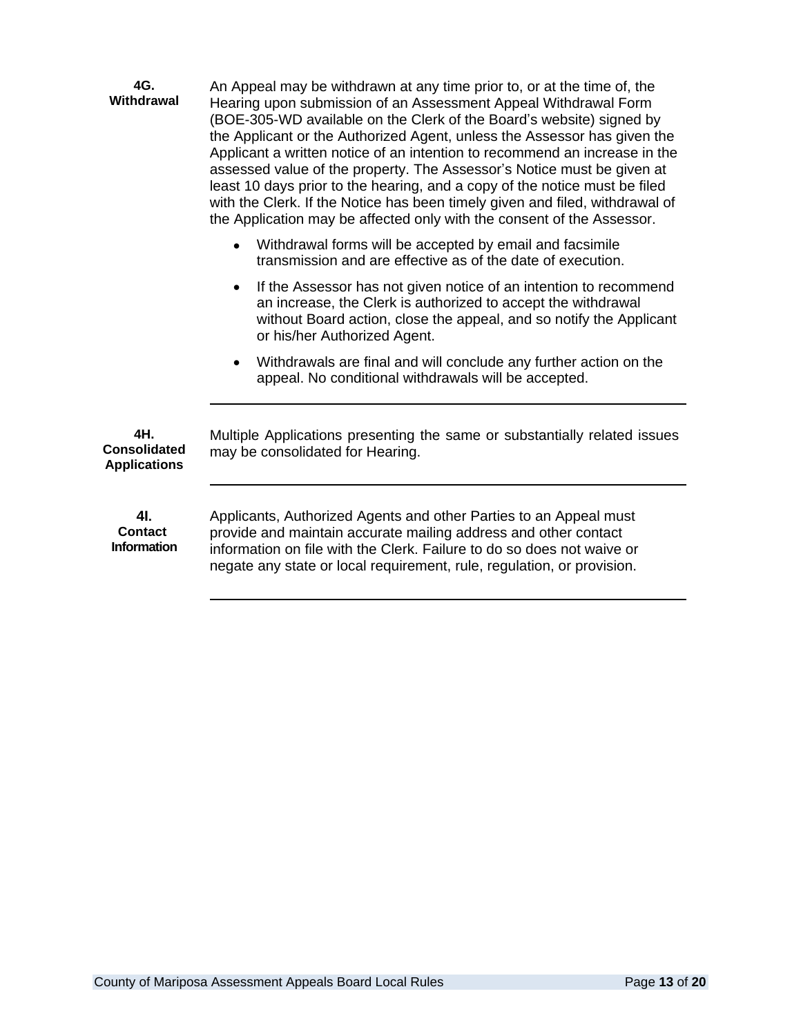**4G. Withdrawal**

An Appeal may be withdrawn at any time prior to, or at the time of, the Hearing upon submission of an Assessment Appeal Withdrawal Form (BOE-305-WD available on the Clerk of the Board's website) signed by the Applicant or the Authorized Agent, unless the Assessor has given the Applicant a written notice of an intention to recommend an increase in the assessed value of the property. The Assessor's Notice must be given at least 10 days prior to the hearing, and a copy of the notice must be filed with the Clerk. If the Notice has been timely given and filed, withdrawal of the Application may be affected only with the consent of the Assessor.

- Withdrawal forms will be accepted by email and facsimile transmission and are effective as of the date of execution.
- If the Assessor has not given notice of an intention to recommend an increase, the Clerk is authorized to accept the withdrawal without Board action, close the appeal, and so notify the Applicant or his/her Authorized Agent.
- Withdrawals are final and will conclude any further action on the appeal. No conditional withdrawals will be accepted.

---

**4H. Consolidated Applications**

Multiple Applications presenting the same or substantially related issues may be consolidated for Hearing.

---

**4I. Contact Information**

Applicants, Authorized Agents and other Parties to an Appeal must provide and maintain accurate mailing address and other contact information on file with the Clerk. Failure to do so does not waive or negate any state or local requirement, rule, regulation, or provision.

---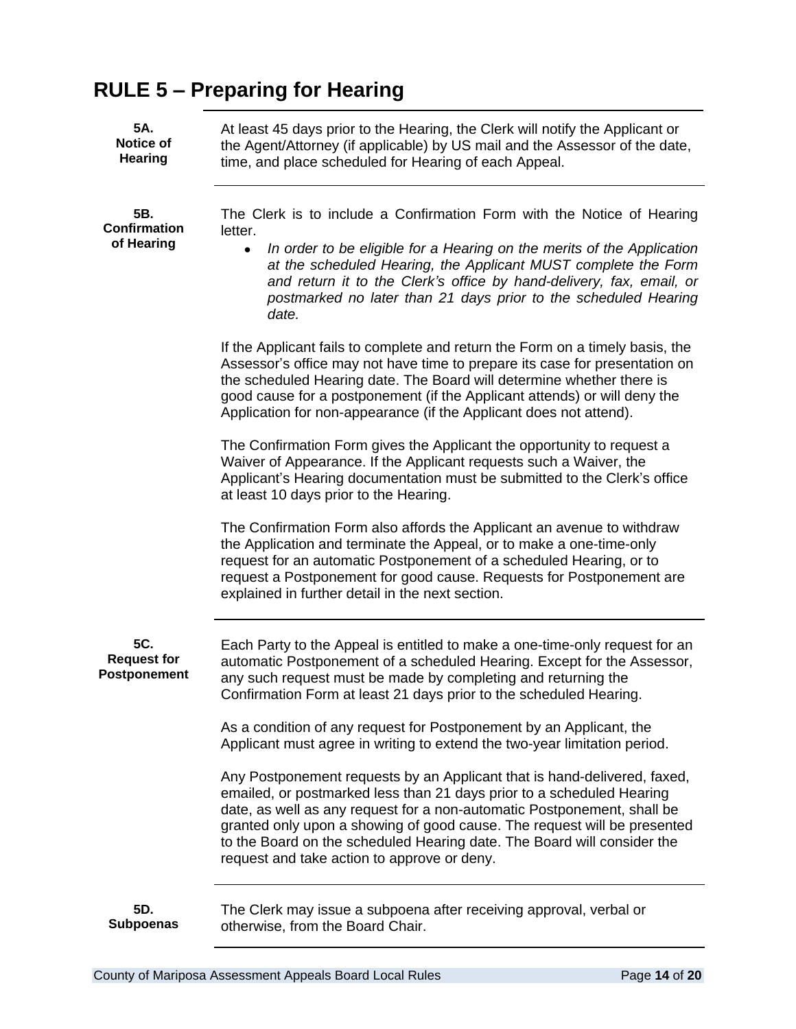# RULE 5 – Preparing for Hearing

**5A. Notice of Hearing**

At least 45 days prior to the Hearing, the Clerk will notify the Applicant or the Agent/Attorney (if applicable) by US mail and the Assessor of the date, time, and place scheduled for Hearing of each Appeal.

**5B. Confirmation of Hearing**

The Clerk is to include a Confirmation Form with the Notice of Hearing letter.

- *In order to be eligible for a Hearing on the merits of the Application at the scheduled Hearing, the Applicant MUST complete the Form and return it to the Clerk's office by hand-delivery, fax, email, or postmarked no later than 21 days prior to the scheduled Hearing date.*

If the Applicant fails to complete and return the Form on a timely basis, the Assessor's office may not have time to prepare its case for presentation on the scheduled Hearing date. The Board will determine whether there is good cause for a postponement (if the Applicant attends) or will deny the Application for non-appearance (if the Applicant does not attend).

The Confirmation Form gives the Applicant the opportunity to request a Waiver of Appearance. If the Applicant requests such a Waiver, the Applicant's Hearing documentation must be submitted to the Clerk's office at least 10 days prior to the Hearing.

The Confirmation Form also affords the Applicant an avenue to withdraw the Application and terminate the Appeal, or to make a one-time-only request for an automatic Postponement of a scheduled Hearing, or to request a Postponement for good cause. Requests for Postponement are explained in further detail in the next section.

**5C. Request for Postponement**

Each Party to the Appeal is entitled to make a one-time-only request for an automatic Postponement of a scheduled Hearing. Except for the Assessor, any such request must be made by completing and returning the Confirmation Form at least 21 days prior to the scheduled Hearing.

As a condition of any request for Postponement by an Applicant, the Applicant must agree in writing to extend the two-year limitation period.

Any Postponement requests by an Applicant that is hand-delivered, faxed, emailed, or postmarked less than 21 days prior to a scheduled Hearing date, as well as any request for a non-automatic Postponement, shall be granted only upon a showing of good cause. The request will be presented to the Board on the scheduled Hearing date. The Board will consider the request and take action to approve or deny.

**5D. Subpoenas**

The Clerk may issue a subpoena after receiving approval, verbal or otherwise, from the Board Chair.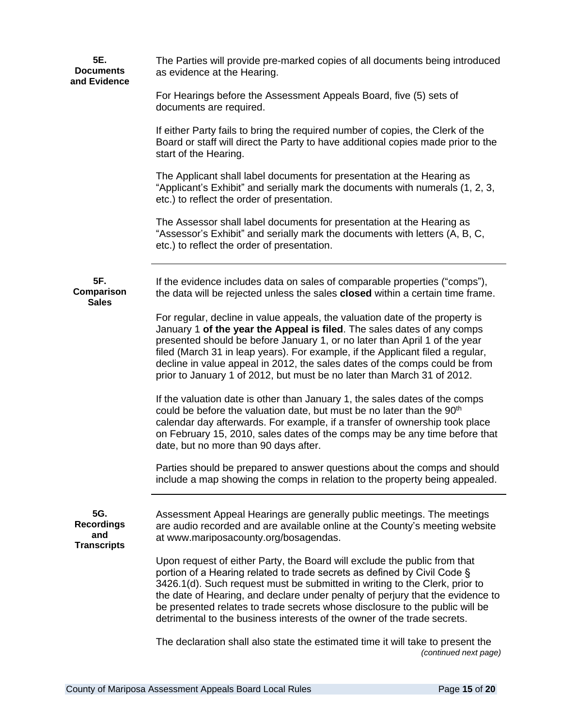### 5E. Documents and Evidence

The Parties will provide pre-marked copies of all documents being introduced as evidence at the Hearing.

For Hearings before the Assessment Appeals Board, five (5) sets of documents are required.

If either Party fails to bring the required number of copies, the Clerk of the Board or staff will direct the Party to have additional copies made prior to the start of the Hearing.

The Applicant shall label documents for presentation at the Hearing as “Applicant’s Exhibit” and serially mark the documents with numerals (1, 2, 3, etc.) to reflect the order of presentation.

The Assessor shall label documents for presentation at the Hearing as “Assessor’s Exhibit” and serially mark the documents with letters (A, B, C, etc.) to reflect the order of presentation.

---

### 5F. Comparison Sales

If the evidence includes data on sales of comparable properties (“comps”), the data will be rejected unless the sales **closed** within a certain time frame.

For regular, decline in value appeals, the valuation date of the property is January 1 **of the year the Appeal is filed**. The sales dates of any comps presented should be before January 1, or no later than April 1 of the year filed (March 31 in leap years). For example, if the Applicant filed a regular, decline in value appeal in 2012, the sales dates of the comps could be from prior to January 1 of 2012, but must be no later than March 31 of 2012.

If the valuation date is other than January 1, the sales dates of the comps could be before the valuation date, but must be no later than the 90th calendar day afterwards. For example, if a transfer of ownership took place on February 15, 2010, sales dates of the comps may be any time before that date, but no more than 90 days after.

Parties should be prepared to answer questions about the comps and should include a map showing the comps in relation to the property being appealed.

---

### 5G. Recordings and Transcripts

Assessment Appeal Hearings are generally public meetings. The meetings are audio recorded and are available online at the County’s meeting website at www.mariposacounty.org/bosagendas.

Upon request of either Party, the Board will exclude the public from that portion of a Hearing related to trade secrets as defined by Civil Code § 3426.1(d). Such request must be submitted in writing to the Clerk, prior to the date of Hearing, and declare under penalty of perjury that the evidence to be presented relates to trade secrets whose disclosure to the public will be detrimental to the business interests of the owner of the trade secrets.

The declaration shall also state the estimated time it will take to present the

*(continued next page)*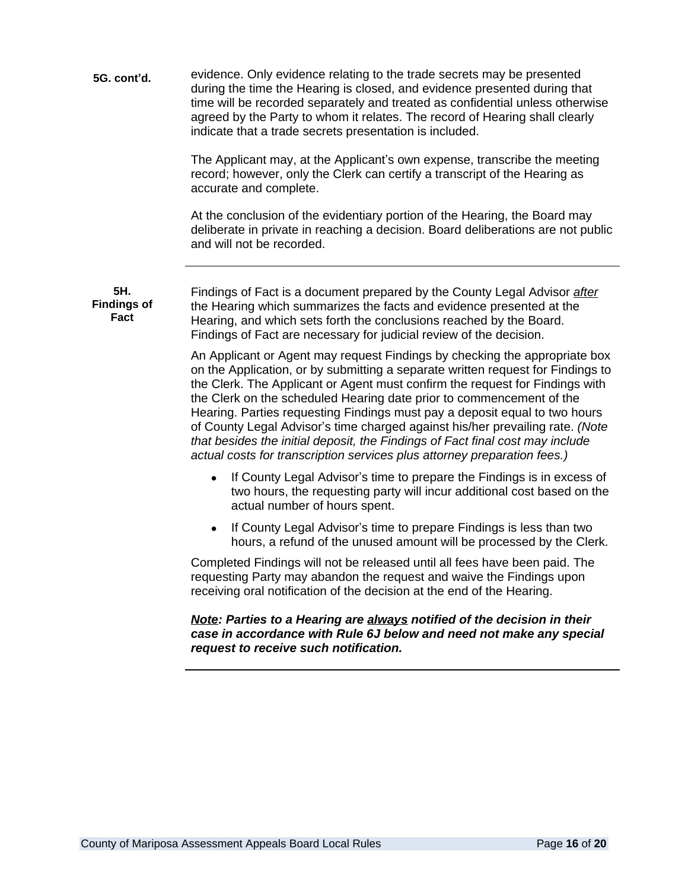**5G. cont'd.**

evidence. Only evidence relating to the trade secrets may be presented during the time the Hearing is closed, and evidence presented during that time will be recorded separately and treated as confidential unless otherwise agreed by the Party to whom it relates. The record of Hearing shall clearly indicate that a trade secrets presentation is included.

The Applicant may, at the Applicant's own expense, transcribe the meeting record; however, only the Clerk can certify a transcript of the Hearing as accurate and complete.

At the conclusion of the evidentiary portion of the Hearing, the Board may deliberate in private in reaching a decision. Board deliberations are not public and will not be recorded.

---

**5H. Findings of Fact**

Findings of Fact is a document prepared by the County Legal Advisor ***after*** the Hearing which summarizes the facts and evidence presented at the Hearing, and which sets forth the conclusions reached by the Board. Findings of Fact are necessary for judicial review of the decision.

An Applicant or Agent may request Findings by checking the appropriate box on the Application, or by submitting a separate written request for Findings to the Clerk. The Applicant or Agent must confirm the request for Findings with the Clerk on the scheduled Hearing date prior to commencement of the Hearing. Parties requesting Findings must pay a deposit equal to two hours of County Legal Advisor's time charged against his/her prevailing rate. *(Note that besides the initial deposit, the Findings of Fact final cost may include actual costs for transcription services plus attorney preparation fees.)*

- If County Legal Advisor's time to prepare the Findings is in excess of two hours, the requesting party will incur additional cost based on the actual number of hours spent.
- If County Legal Advisor's time to prepare Findings is less than two hours, a refund of the unused amount will be processed by the Clerk.

Completed Findings will not be released until all fees have been paid. The requesting Party may abandon the request and waive the Findings upon receiving oral notification of the decision at the end of the Hearing.

***Note*: Parties to a Hearing are *always* notified of the decision in their case in accordance with Rule 6J below and need not make any special request to receive such notification.**

---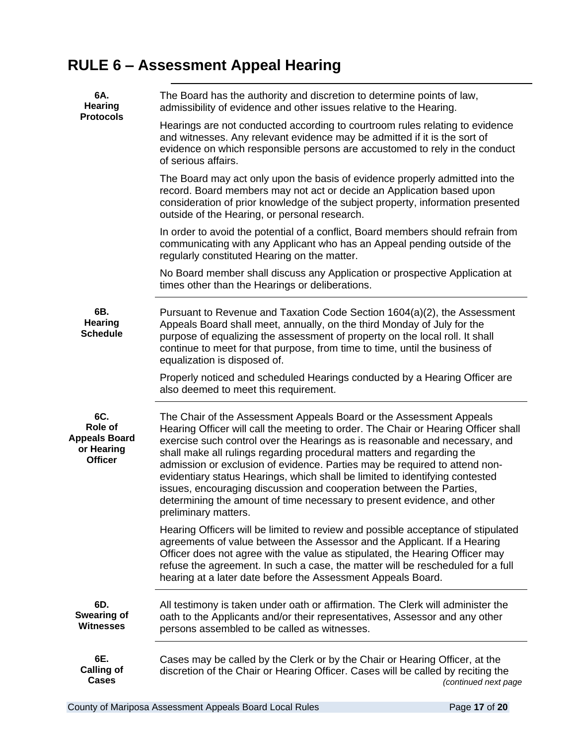# RULE 6 – Assessment Appeal Hearing

**6A. Hearing Protocols**

The Board has the authority and discretion to determine points of law, admissibility of evidence and other issues relative to the Hearing.

Hearings are not conducted according to courtroom rules relating to evidence and witnesses. Any relevant evidence may be admitted if it is the sort of evidence on which responsible persons are accustomed to rely in the conduct of serious affairs.

The Board may act only upon the basis of evidence properly admitted into the record. Board members may not act or decide an Application based upon consideration of prior knowledge of the subject property, information presented outside of the Hearing, or personal research.

In order to avoid the potential of a conflict, Board members should refrain from communicating with any Applicant who has an Appeal pending outside of the regularly constituted Hearing on the matter.

No Board member shall discuss any Application or prospective Application at times other than the Hearings or deliberations.

**6B. Hearing Schedule**

Pursuant to Revenue and Taxation Code Section 1604(a)(2), the Assessment Appeals Board shall meet, annually, on the third Monday of July for the purpose of equalizing the assessment of property on the local roll. It shall continue to meet for that purpose, from time to time, until the business of equalization is disposed of.

Properly noticed and scheduled Hearings conducted by a Hearing Officer are also deemed to meet this requirement.

**6C. Role of Appeals Board or Hearing Officer**

The Chair of the Assessment Appeals Board or the Assessment Appeals Hearing Officer will call the meeting to order. The Chair or Hearing Officer shall exercise such control over the Hearings as is reasonable and necessary, and shall make all rulings regarding procedural matters and regarding the admission or exclusion of evidence. Parties may be required to attend non-evidentiary status Hearings, which shall be limited to identifying contested issues, encouraging discussion and cooperation between the Parties, determining the amount of time necessary to present evidence, and other preliminary matters.

Hearing Officers will be limited to review and possible acceptance of stipulated agreements of value between the Assessor and the Applicant. If a Hearing Officer does not agree with the value as stipulated, the Hearing Officer may refuse the agreement. In such a case, the matter will be rescheduled for a full hearing at a later date before the Assessment Appeals Board.

**6D. Swearing of Witnesses**

All testimony is taken under oath or affirmation. The Clerk will administer the oath to the Applicants and/or their representatives, Assessor and any other persons assembled to be called as witnesses.

**6E. Calling of Cases**

Cases may be called by the Clerk or by the Chair or Hearing Officer, at the discretion of the Chair or Hearing Officer. Cases will be called by reciting the

*(continued next page*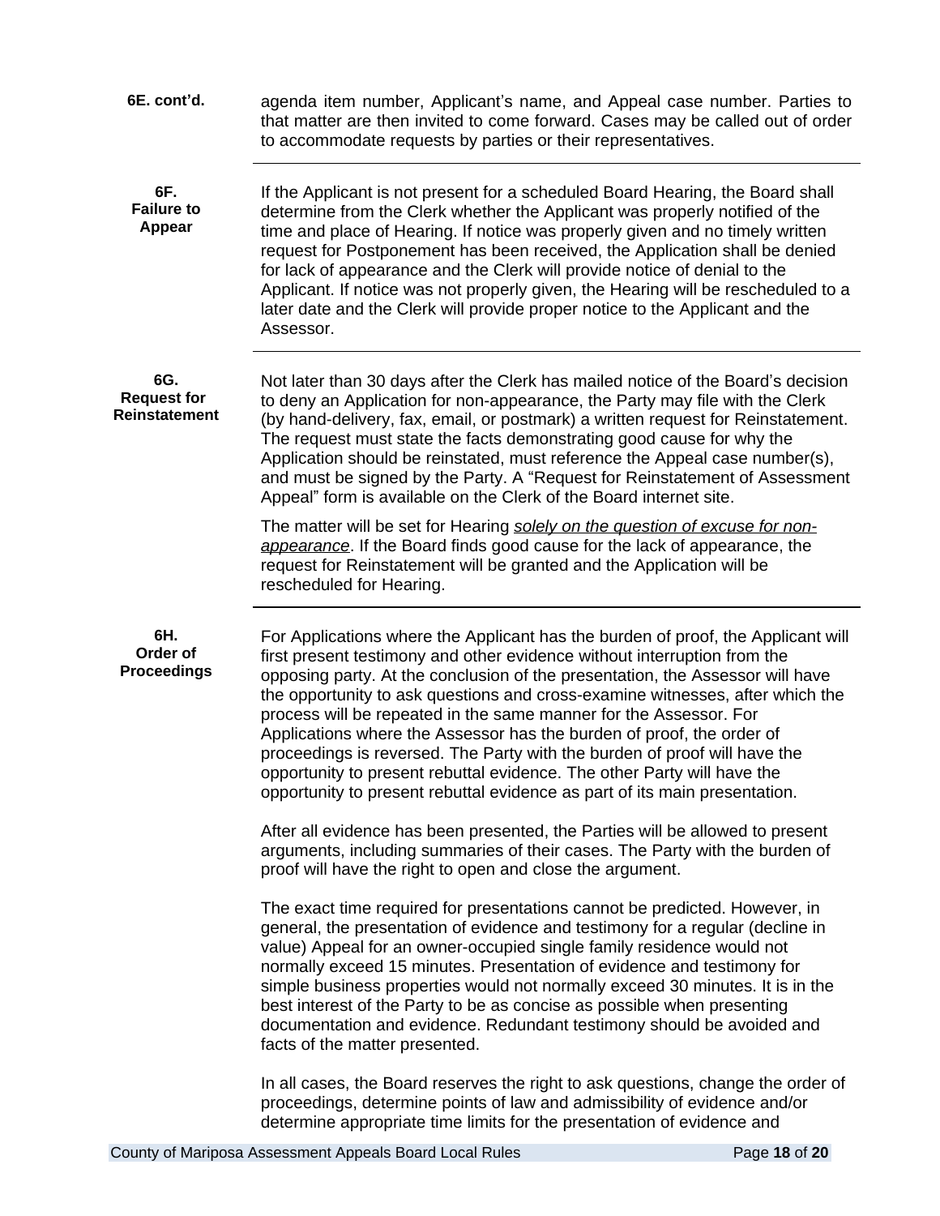**6E. cont'd.**

agenda item number, Applicant's name, and Appeal case number. Parties to that matter are then invited to come forward. Cases may be called out of order to accommodate requests by parties or their representatives.

---

**6F. Failure to Appear**

If the Applicant is not present for a scheduled Board Hearing, the Board shall determine from the Clerk whether the Applicant was properly notified of the time and place of Hearing. If notice was properly given and no timely written request for Postponement has been received, the Application shall be denied for lack of appearance and the Clerk will provide notice of denial to the Applicant. If notice was not properly given, the Hearing will be rescheduled to a later date and the Clerk will provide proper notice to the Applicant and the Assessor.

---

**6G. Request for Reinstatement**

Not later than 30 days after the Clerk has mailed notice of the Board's decision to deny an Application for non-appearance, the Party may file with the Clerk (by hand-delivery, fax, email, or postmark) a written request for Reinstatement. The request must state the facts demonstrating good cause for why the Application should be reinstated, must reference the Appeal case number(s), and must be signed by the Party. A "Request for Reinstatement of Assessment Appeal" form is available on the Clerk of the Board internet site.

The matter will be set for Hearing ***solely on the question of excuse for non-appearance***. If the Board finds good cause for the lack of appearance, the request for Reinstatement will be granted and the Application will be rescheduled for Hearing.

---

**6H. Order of Proceedings**

For Applications where the Applicant has the burden of proof, the Applicant will first present testimony and other evidence without interruption from the opposing party. At the conclusion of the presentation, the Assessor will have the opportunity to ask questions and cross-examine witnesses, after which the process will be repeated in the same manner for the Assessor. For Applications where the Assessor has the burden of proof, the order of proceedings is reversed. The Party with the burden of proof will have the opportunity to present rebuttal evidence. The other Party will have the opportunity to present rebuttal evidence as part of its main presentation.

After all evidence has been presented, the Parties will be allowed to present arguments, including summaries of their cases. The Party with the burden of proof will have the right to open and close the argument.

The exact time required for presentations cannot be predicted. However, in general, the presentation of evidence and testimony for a regular (decline in value) Appeal for an owner-occupied single family residence would not normally exceed 15 minutes. Presentation of evidence and testimony for simple business properties would not normally exceed 30 minutes. It is in the best interest of the Party to be as concise as possible when presenting documentation and evidence. Redundant testimony should be avoided and facts of the matter presented.

In all cases, the Board reserves the right to ask questions, change the order of proceedings, determine points of law and admissibility of evidence and/or determine appropriate time limits for the presentation of evidence and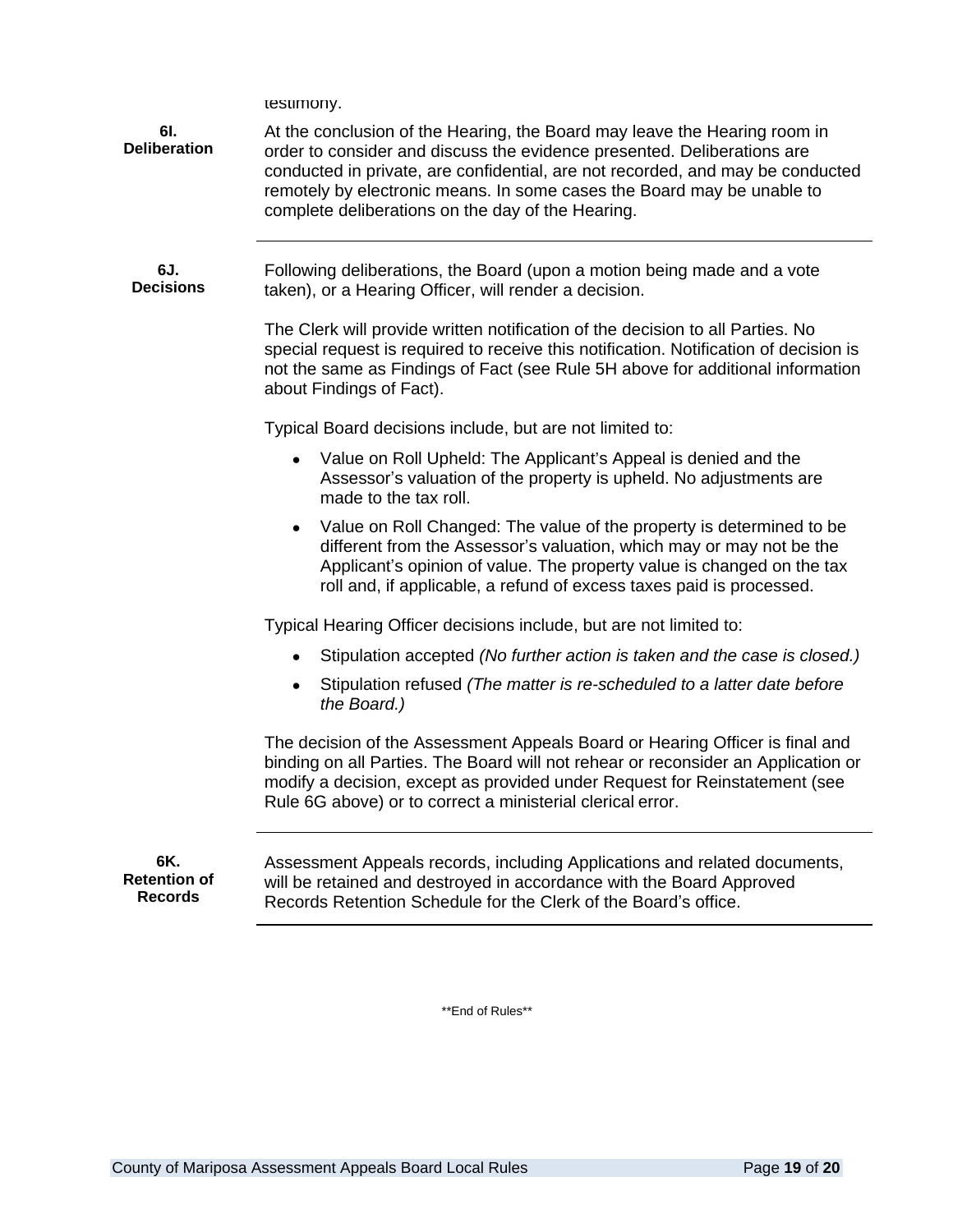testimony.

**6I. Deliberation**

At the conclusion of the Hearing, the Board may leave the Hearing room in order to consider and discuss the evidence presented. Deliberations are conducted in private, are confidential, are not recorded, and may be conducted remotely by electronic means. In some cases the Board may be unable to complete deliberations on the day of the Hearing.

---

**6J. Decisions**

Following deliberations, the Board (upon a motion being made and a vote taken), or a Hearing Officer, will render a decision.

The Clerk will provide written notification of the decision to all Parties. No special request is required to receive this notification. Notification of decision is not the same as Findings of Fact (see Rule 5H above for additional information about Findings of Fact).

Typical Board decisions include, but are not limited to:

- Value on Roll Upheld: The Applicant's Appeal is denied and the Assessor's valuation of the property is upheld. No adjustments are made to the tax roll.
- Value on Roll Changed: The value of the property is determined to be different from the Assessor's valuation, which may or may not be the Applicant's opinion of value. The property value is changed on the tax roll and, if applicable, a refund of excess taxes paid is processed.

Typical Hearing Officer decisions include, but are not limited to:

- Stipulation accepted *(No further action is taken and the case is closed.)*
- Stipulation refused *(The matter is re-scheduled to a latter date before the Board.)*

The decision of the Assessment Appeals Board or Hearing Officer is final and binding on all Parties. The Board will not rehear or reconsider an Application or modify a decision, except as provided under Request for Reinstatement (see Rule 6G above) or to correct a ministerial clerical error.

---

**6K. Retention of Records**

Assessment Appeals records, including Applications and related documents, will be retained and destroyed in accordance with the Board Approved Records Retention Schedule for the Clerk of the Board's office.

---

**End of Rules**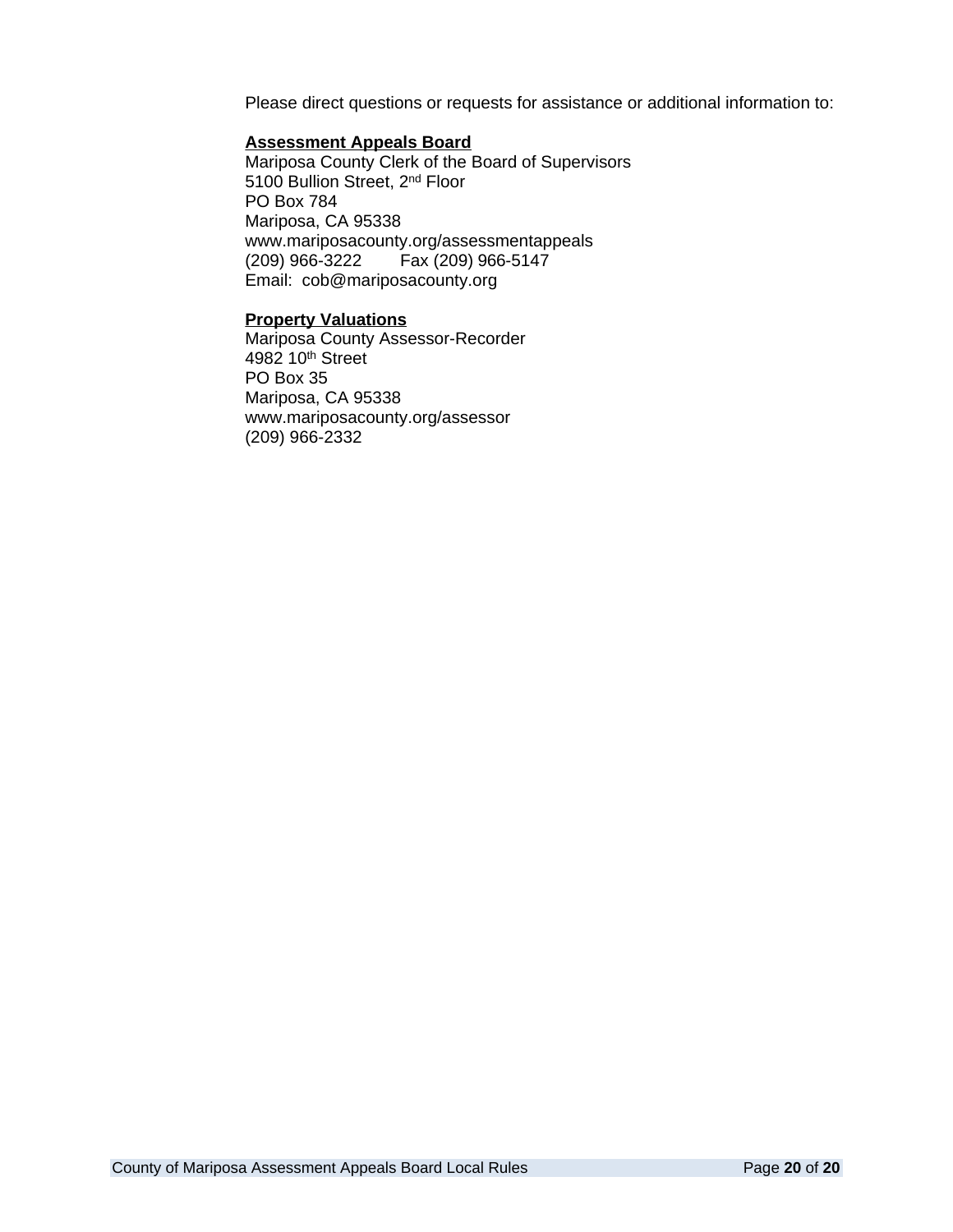Please direct questions or requests for assistance or additional information to:

**Assessment Appeals Board**
Mariposa County Clerk of the Board of Supervisors
5100 Bullion Street, 2nd Floor
PO Box 784
Mariposa, CA 95338
www.mariposacounty.org/assessmentappeals
(209) 966-3222    Fax (209) 966-5147
Email: cob@mariposacounty.org

**Property Valuations**
Mariposa County Assessor-Recorder
4982 10th Street
PO Box 35
Mariposa, CA 95338
www.mariposacounty.org/assessor
(209) 966-2332